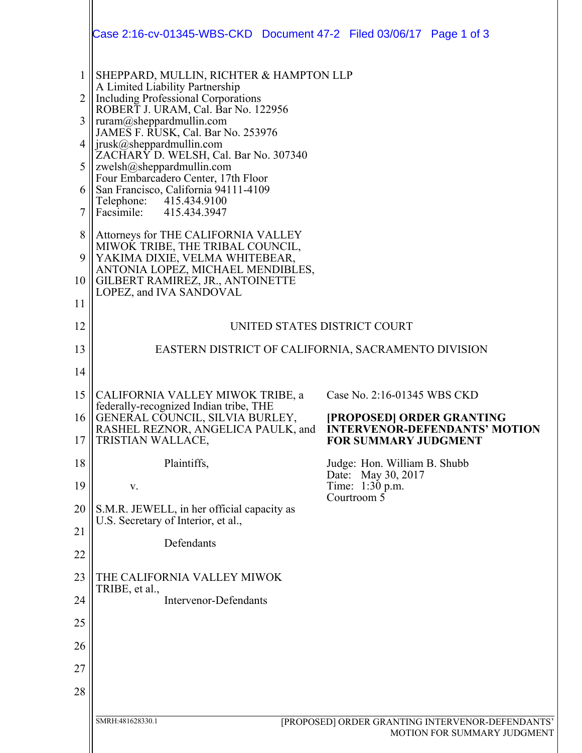SHEPPARD, MULLIN, RICHTER & HAMPTON LLP
A Limited Liability Partnership
Including Professional Corporations
ROBERT J. URAM, Cal. Bar No. 122956
ruram@sheppardmullin.com
JAMES F. RUSK, Cal. Bar No. 253976
jrusk@sheppardmullin.com
ZACHARY D. WELSH, Cal. Bar No. 307340
zwelsh@sheppardmullin.com
Four Embarcadero Center, 17th Floor
San Francisco, California 94111-4109
Telephone: 415.434.9100
Facsimile: 415.434.3947

Attorneys for THE CALIFORNIA VALLEY MIWOK TRIBE, THE TRIBAL COUNCIL, YAKIMA DIXIE, VELMA WHITEBEAR, ANTONIA LOPEZ, MICHAEL MENDIBLES, GILBERT RAMIREZ, JR., ANTOINETTE LOPEZ, and IVA SANDOVAL

UNITED STATES DISTRICT COURT

EASTERN DISTRICT OF CALIFORNIA, SACRAMENTO DIVISION

CALIFORNIA VALLEY MIWOK TRIBE, a federally-recognized Indian tribe, THE GENERAL COUNCIL, SILVIA BURLEY, RASHEL REZNOR, ANGELICA PAULK, and TRISTIAN WALLACE,

Plaintiffs,

v.

S.M.R. JEWELL, in her official capacity as U.S. Secretary of Interior, et al.,

Defendants

THE CALIFORNIA VALLEY MIWOK TRIBE, et al.,

Intervenor-Defendants

Case No. 2:16-01345 WBS CKD

**[PROPOSED] ORDER GRANTING INTERVENOR-DEFENDANTS' MOTION FOR SUMMARY JUDGMENT**

Judge: Hon. William B. Shubb
Date: May 30, 2017
Time: 1:30 p.m.
Courtroom 5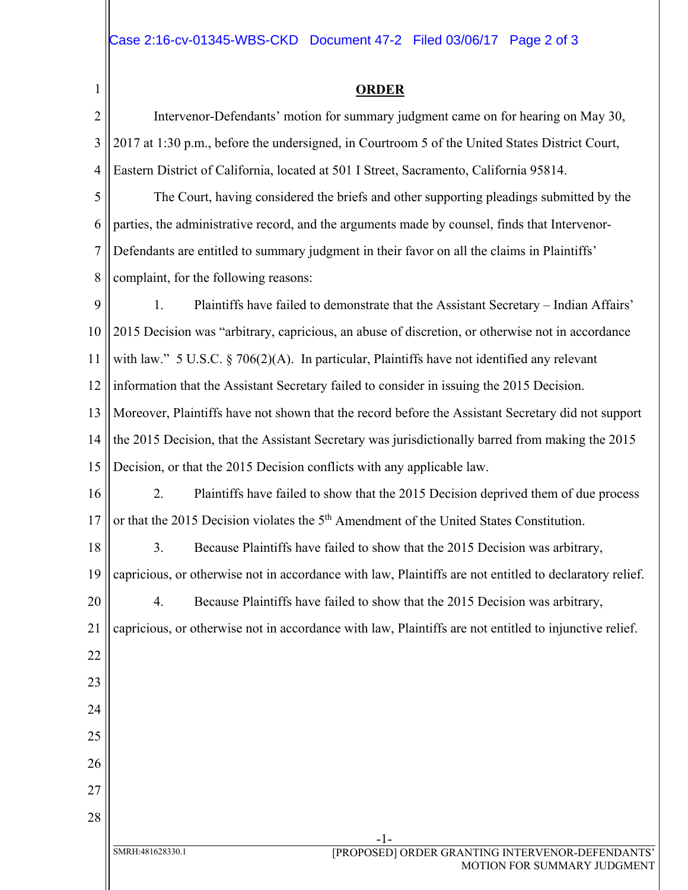## ORDER

Intervenor-Defendants' motion for summary judgment came on for hearing on May 30, 2017 at 1:30 p.m., before the undersigned, in Courtroom 5 of the United States District Court, Eastern District of California, located at 501 I Street, Sacramento, California 95814.

The Court, having considered the briefs and other supporting pleadings submitted by the parties, the administrative record, and the arguments made by counsel, finds that Intervenor-Defendants are entitled to summary judgment in their favor on all the claims in Plaintiffs' complaint, for the following reasons:

1. Plaintiffs have failed to demonstrate that the Assistant Secretary – Indian Affairs' 2015 Decision was "arbitrary, capricious, an abuse of discretion, or otherwise not in accordance with law." 5 U.S.C. § 706(2)(A). In particular, Plaintiffs have not identified any relevant information that the Assistant Secretary failed to consider in issuing the 2015 Decision. Moreover, Plaintiffs have not shown that the record before the Assistant Secretary did not support the 2015 Decision, that the Assistant Secretary was jurisdictionally barred from making the 2015 Decision, or that the 2015 Decision conflicts with any applicable law.

2. Plaintiffs have failed to show that the 2015 Decision deprived them of due process or that the 2015 Decision violates the 5th Amendment of the United States Constitution.

3. Because Plaintiffs have failed to show that the 2015 Decision was arbitrary, capricious, or otherwise not in accordance with law, Plaintiffs are not entitled to declaratory relief.

4. Because Plaintiffs have failed to show that the 2015 Decision was arbitrary, capricious, or otherwise not in accordance with law, Plaintiffs are not entitled to injunctive relief.

SMRH:481628330.1

[PROPOSED] ORDER GRANTING INTERVENOR-DEFENDANTS' MOTION FOR SUMMARY JUDGMENT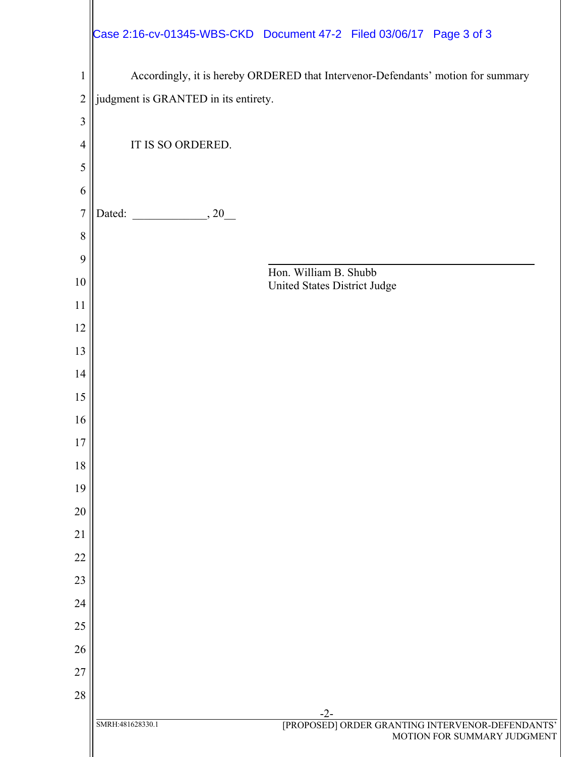Accordingly, it is hereby ORDERED that Intervenor-Defendants' motion for summary judgment is GRANTED in its entirety.

IT IS SO ORDERED.

Dated: _____________, 20__

Hon. William B. Shubb
United States District Judge